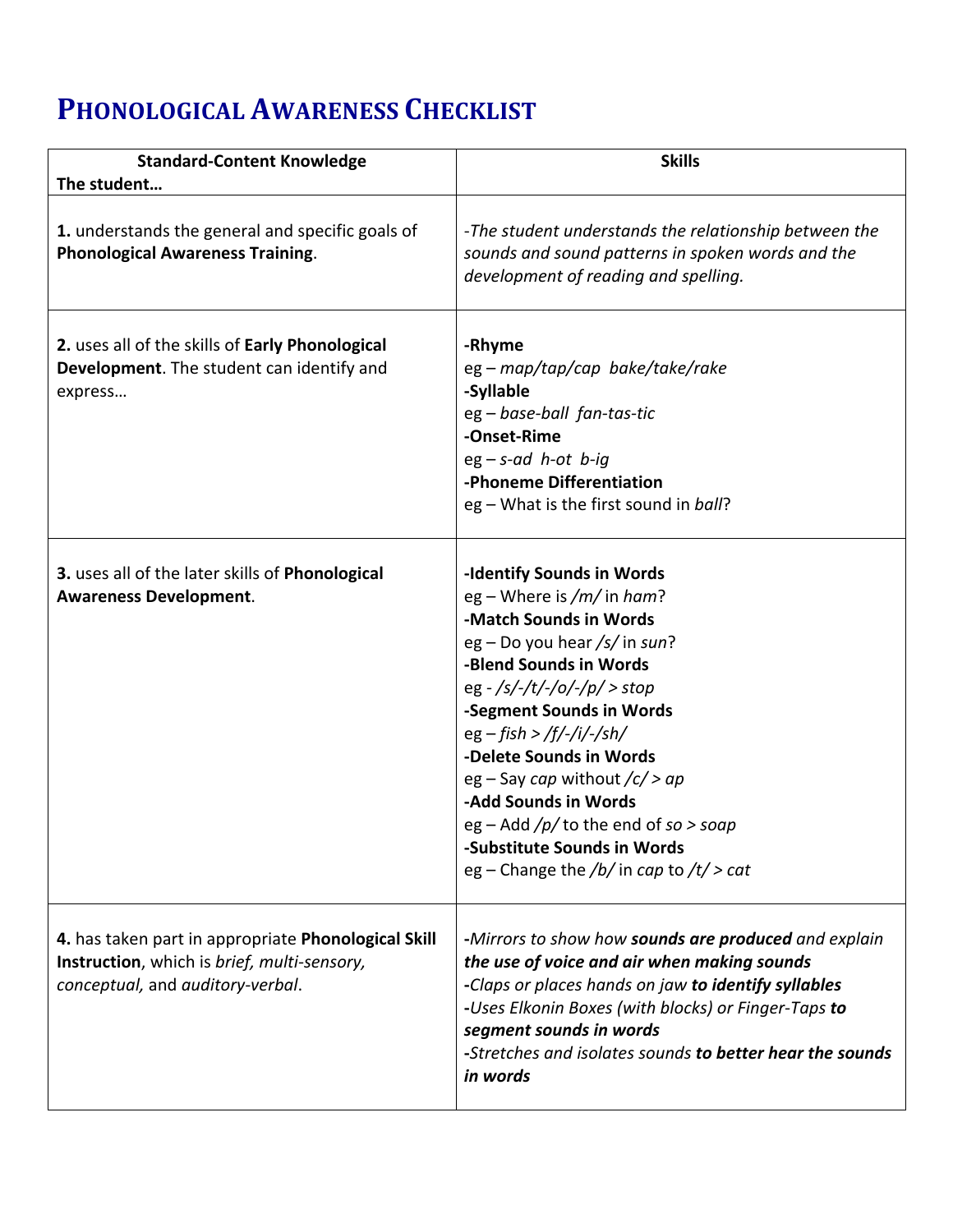# PHONOLOGICAL AWARENESS CHECKLIST

| Standard-Content Knowledge<br>**The student…** | **Skills** |
|---|---|
| **1.** understands the general and specific goals of **Phonological Awareness Training**. | *-The student understands the relationship between the sounds and sound patterns in spoken words and the development of reading and spelling.* |
| **2.** uses all of the skills of **Early Phonological Development**. The student can identify and express… | **-Rhyme**<br>eg – *map/tap/cap  bake/take/rake*<br>**-Syllable**<br>eg – *base-ball  fan-tas-tic*<br>**-Onset-Rime**<br>eg – *s-ad  h-ot  b-ig*<br>**-Phoneme Differentiation**<br>eg – What is the first sound in *ball*? |
| **3.** uses all of the later skills of **Phonological Awareness Development**. | **-Identify Sounds in Words**<br>eg – Where is */m/* in *ham*?<br>**-Match Sounds in Words**<br>eg – Do you hear */s/* in *sun*?<br>**-Blend Sounds in Words**<br>eg - */s/-/t/-/o/-/p/ > stop*<br>**-Segment Sounds in Words**<br>eg – *fish > /f/-/i/-/sh/*<br>**-Delete Sounds in Words**<br>eg – Say *cap* without */c/ > ap*<br>**-Add Sounds in Words**<br>eg – Add */p/* to the end of *so > soap*<br>**-Substitute Sounds in Words**<br>eg – Change the */b/* in *cap* to */t/ > cat* |
| **4.** has taken part in appropriate **Phonological Skill Instruction**, which is *brief, multi-sensory, conceptual,* and *auditory-verbal*. | -*Mirrors to show how* ***sounds are produced*** *and explain* ***the use of voice and air when making sounds***<br>-*Claps or places hands on jaw* ***to identify syllables***<br>-*Uses Elkonin Boxes (with blocks) or Finger-Taps* ***to segment sounds in words***<br>-*Stretches and isolates sounds* ***to better hear the sounds in words*** |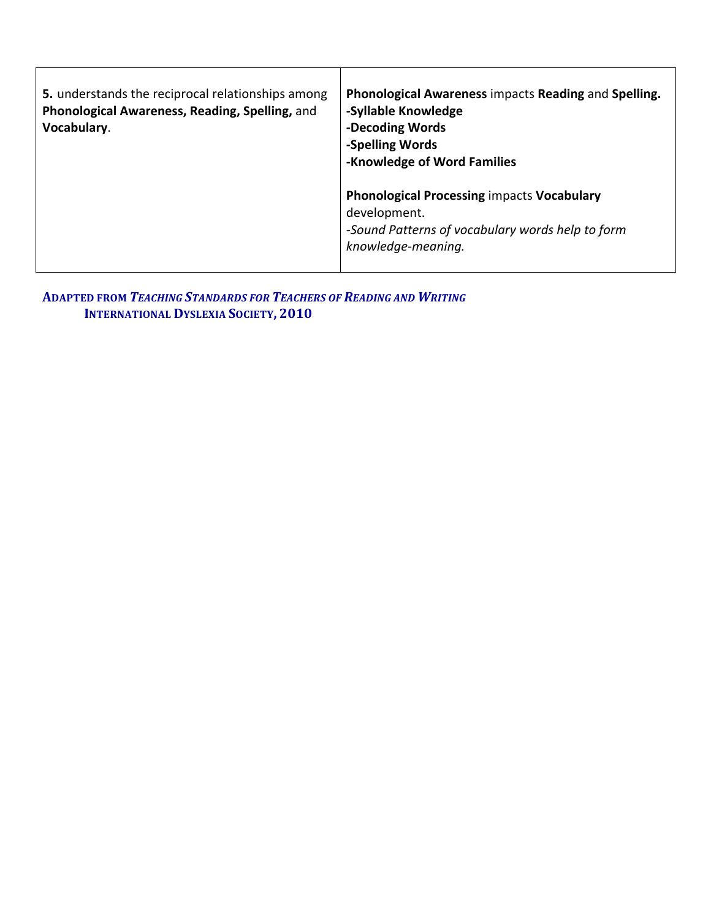| | |
|---|---|
| **5.** understands the reciprocal relationships among **Phonological Awareness, Reading, Spelling,** and **Vocabulary**. | **Phonological Awareness** impacts **Reading** and **Spelling.**<br>**-Syllable Knowledge**<br>**-Decoding Words**<br>**-Spelling Words**<br>**-Knowledge of Word Families**<br><br>**Phonological Processing** impacts **Vocabulary** development.<br>*-Sound Patterns of vocabulary words help to form knowledge-meaning.* |

**ADAPTED FROM *TEACHING STANDARDS FOR TEACHERS OF READING AND WRITING***
**INTERNATIONAL DYSLEXIA SOCIETY, 2010**